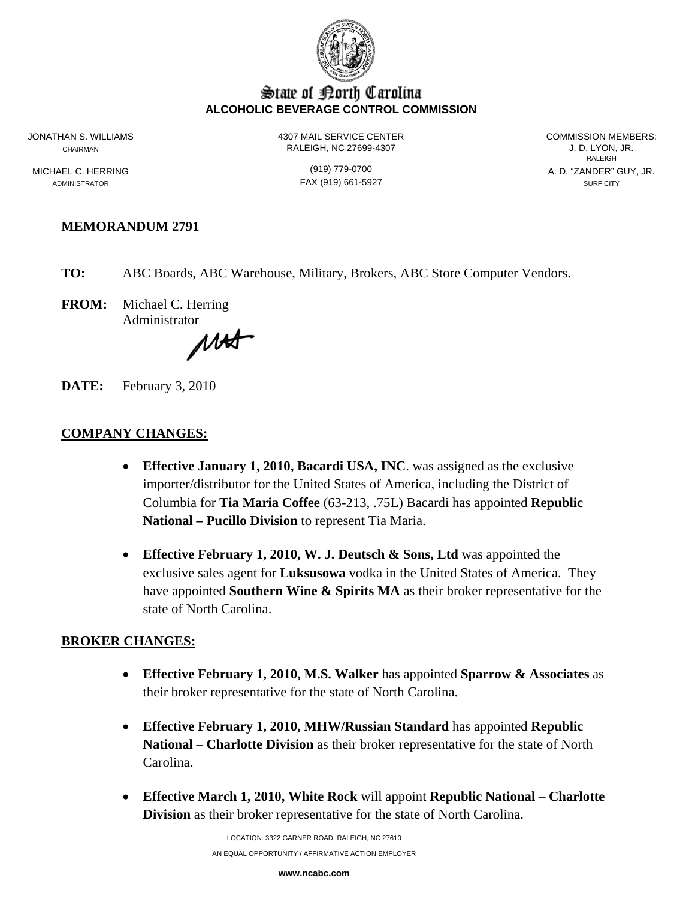# State of North Carolina
**ALCOHOLIC BEVERAGE CONTROL COMMISSION**

JONATHAN S. WILLIAMS
CHAIRMAN

MICHAEL C. HERRING
ADMINISTRATOR

4307 MAIL SERVICE CENTER
RALEIGH, NC 27699-4307

(919) 779-0700
FAX (919) 661-5927

COMMISSION MEMBERS:
J. D. LYON, JR.
RALEIGH
A. D. "ZANDER" GUY, JR.
SURF CITY

**MEMORANDUM 2791**

**TO:** ABC Boards, ABC Warehouse, Military, Brokers, ABC Store Computer Vendors.

**FROM:** Michael C. Herring
Administrator

**DATE:** February 3, 2010

## COMPANY CHANGES:

- **Effective January 1, 2010, Bacardi USA, INC**. was assigned as the exclusive importer/distributor for the United States of America, including the District of Columbia for **Tia Maria Coffee** (63-213, .75L) Bacardi has appointed **Republic National – Pucillo Division** to represent Tia Maria.

- **Effective February 1, 2010, W. J. Deutsch & Sons, Ltd** was appointed the exclusive sales agent for **Luksusowa** vodka in the United States of America. They have appointed **Southern Wine & Spirits MA** as their broker representative for the state of North Carolina.

## BROKER CHANGES:

- **Effective February 1, 2010, M.S. Walker** has appointed **Sparrow & Associates** as their broker representative for the state of North Carolina.

- **Effective February 1, 2010, MHW/Russian Standard** has appointed **Republic National** – **Charlotte Division** as their broker representative for the state of North Carolina.

- **Effective March 1, 2010, White Rock** will appoint **Republic National** – **Charlotte Division** as their broker representative for the state of North Carolina.

LOCATION: 3322 GARNER ROAD, RALEIGH, NC 27610
AN EQUAL OPPORTUNITY / AFFIRMATIVE ACTION EMPLOYER
**www.ncabc.com**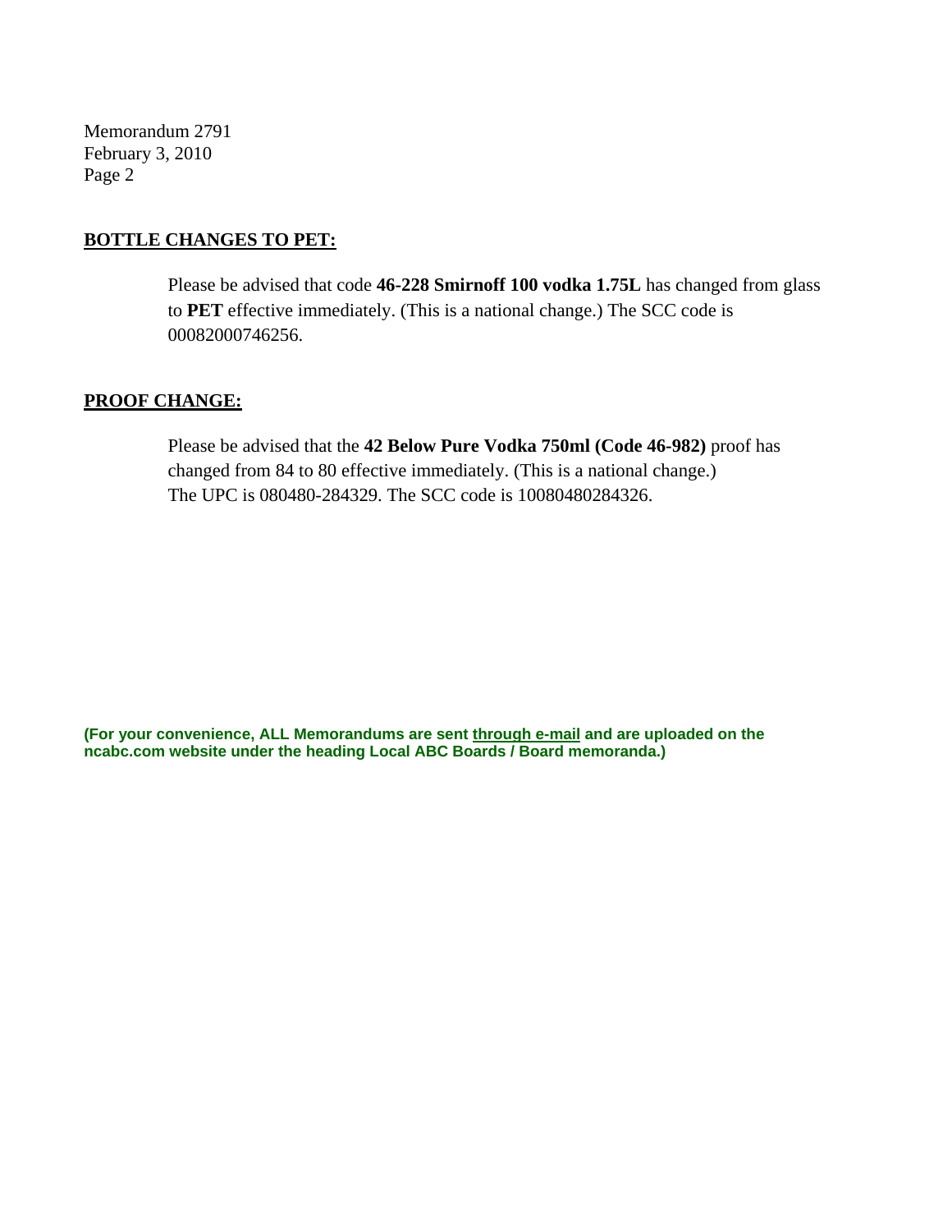**BOTTLE CHANGES TO PET:**

Please be advised that code **46-228 Smirnoff 100 vodka 1.75L** has changed from glass to **PET** effective immediately. (This is a national change.) The SCC code is 00082000746256.

**PROOF CHANGE:**

Please be advised that the **42 Below Pure Vodka 750ml (Code 46-982)** proof has changed from 84 to 80 effective immediately. (This is a national change.) The UPC is 080480-284329. The SCC code is 10080480284326.

**(For your convenience, ALL Memorandums are sent through e-mail and are uploaded on the ncabc.com website under the heading Local ABC Boards / Board memoranda.)**